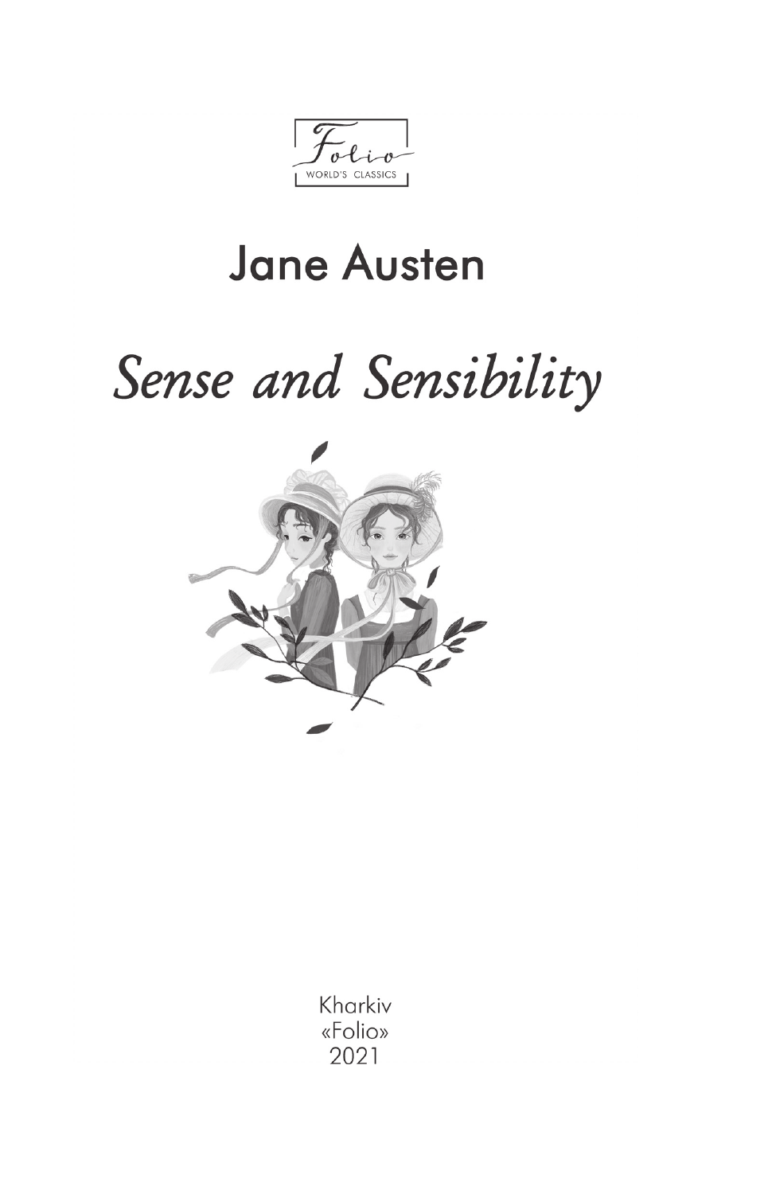Folio
WORLD'S CLASSICS

## Jane Austen

# *Sense and Sensibility*

Kharkiv
«Folio»
2021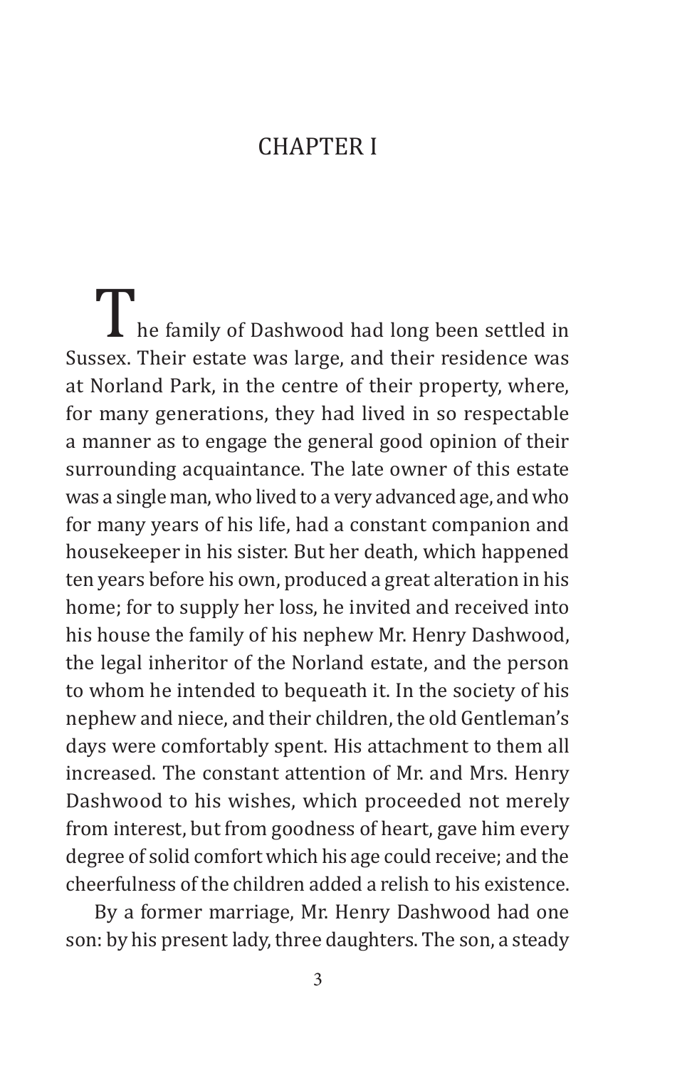# CHAPTER I

The family of Dashwood had long been settled in Sussex. Their estate was large, and their residence was at Norland Park, in the centre of their property, where, for many generations, they had lived in so respectable a manner as to engage the general good opinion of their surrounding acquaintance. The late owner of this estate was a single man, who lived to a very advanced age, and who for many years of his life, had a constant companion and housekeeper in his sister. But her death, which happened ten years before his own, produced a great alteration in his home; for to supply her loss, he invited and received into his house the family of his nephew Mr. Henry Dashwood, the legal inheritor of the Norland estate, and the person to whom he intended to bequeath it. In the society of his nephew and niece, and their children, the old Gentleman's days were comfortably spent. His attachment to them all increased. The constant attention of Mr. and Mrs. Henry Dashwood to his wishes, which proceeded not merely from interest, but from goodness of heart, gave him every degree of solid comfort which his age could receive; and the cheerfulness of the children added a relish to his existence.

By a former marriage, Mr. Henry Dashwood had one son: by his present lady, three daughters. The son, a steady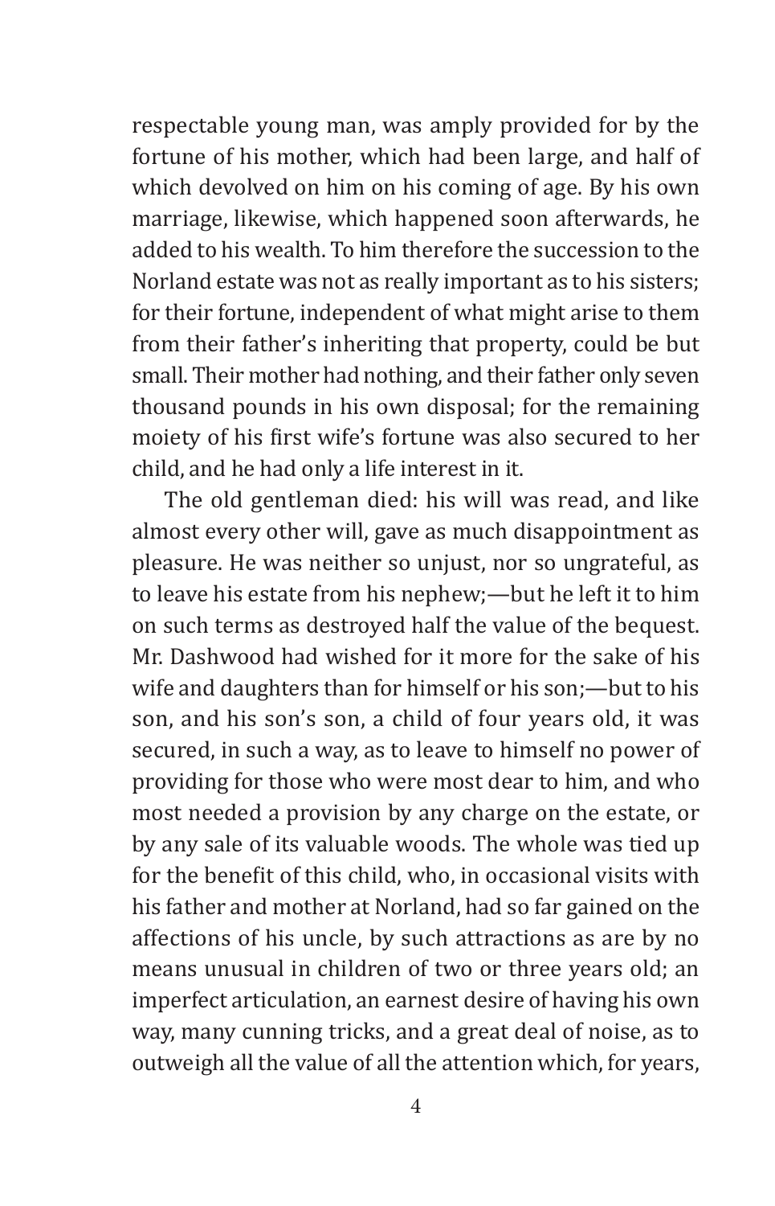respectable young man, was amply provided for by the fortune of his mother, which had been large, and half of which devolved on him on his coming of age. By his own marriage, likewise, which happened soon afterwards, he added to his wealth. To him therefore the succession to the Norland estate was not as really important as to his sisters; for their fortune, independent of what might arise to them from their father's inheriting that property, could be but small. Their mother had nothing, and their father only seven thousand pounds in his own disposal; for the remaining moiety of his first wife's fortune was also secured to her child, and he had only a life interest in it.

The old gentleman died: his will was read, and like almost every other will, gave as much disappointment as pleasure. He was neither so unjust, nor so ungrateful, as to leave his estate from his nephew;—but he left it to him on such terms as destroyed half the value of the bequest. Mr. Dashwood had wished for it more for the sake of his wife and daughters than for himself or his son;—but to his son, and his son's son, a child of four years old, it was secured, in such a way, as to leave to himself no power of providing for those who were most dear to him, and who most needed a provision by any charge on the estate, or by any sale of its valuable woods. The whole was tied up for the benefit of this child, who, in occasional visits with his father and mother at Norland, had so far gained on the affections of his uncle, by such attractions as are by no means unusual in children of two or three years old; an imperfect articulation, an earnest desire of having his own way, many cunning tricks, and a great deal of noise, as to outweigh all the value of all the attention which, for years,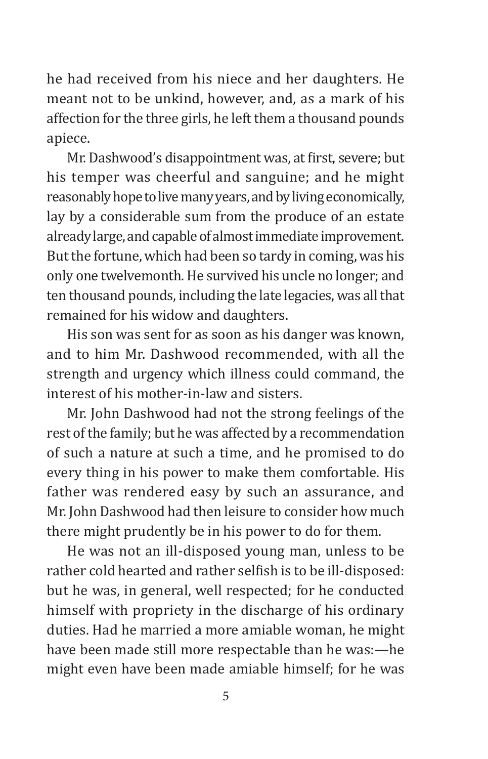he had received from his niece and her daughters. He meant not to be unkind, however, and, as a mark of his affection for the three girls, he left them a thousand pounds apiece.

Mr. Dashwood's disappointment was, at first, severe; but his temper was cheerful and sanguine; and he might reasonably hope to live many years, and by living economically, lay by a considerable sum from the produce of an estate already large, and capable of almost immediate improvement. But the fortune, which had been so tardy in coming, was his only one twelvemonth. He survived his uncle no longer; and ten thousand pounds, including the late legacies, was all that remained for his widow and daughters.

His son was sent for as soon as his danger was known, and to him Mr. Dashwood recommended, with all the strength and urgency which illness could command, the interest of his mother-in-law and sisters.

Mr. John Dashwood had not the strong feelings of the rest of the family; but he was affected by a recommendation of such a nature at such a time, and he promised to do every thing in his power to make them comfortable. His father was rendered easy by such an assurance, and Mr. John Dashwood had then leisure to consider how much there might prudently be in his power to do for them.

He was not an ill-disposed young man, unless to be rather cold hearted and rather selfish is to be ill-disposed: but he was, in general, well respected; for he conducted himself with propriety in the discharge of his ordinary duties. Had he married a more amiable woman, he might have been made still more respectable than he was:—he might even have been made amiable himself; for he was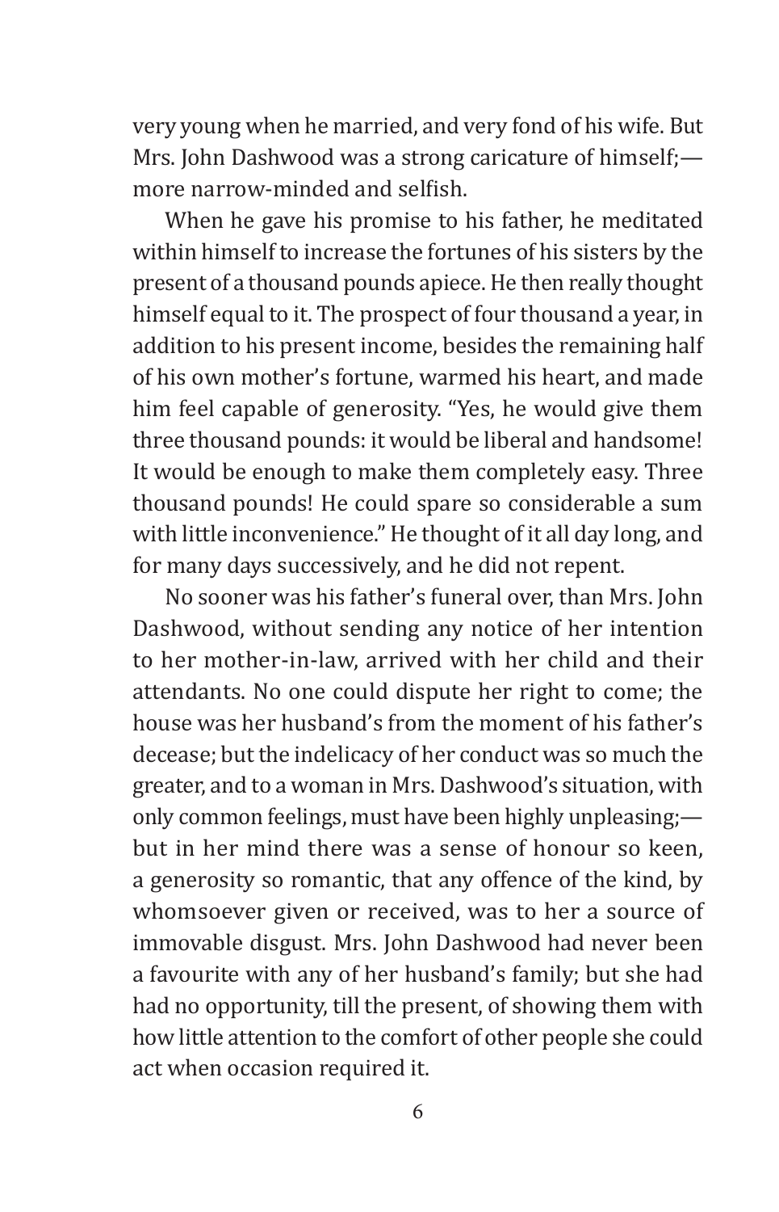very young when he married, and very fond of his wife. But Mrs. John Dashwood was a strong caricature of himself;—more narrow-minded and selfish.

When he gave his promise to his father, he meditated within himself to increase the fortunes of his sisters by the present of a thousand pounds apiece. He then really thought himself equal to it. The prospect of four thousand a year, in addition to his present income, besides the remaining half of his own mother's fortune, warmed his heart, and made him feel capable of generosity. "Yes, he would give them three thousand pounds: it would be liberal and handsome! It would be enough to make them completely easy. Three thousand pounds! He could spare so considerable a sum with little inconvenience." He thought of it all day long, and for many days successively, and he did not repent.

No sooner was his father's funeral over, than Mrs. John Dashwood, without sending any notice of her intention to her mother-in-law, arrived with her child and their attendants. No one could dispute her right to come; the house was her husband's from the moment of his father's decease; but the indelicacy of her conduct was so much the greater, and to a woman in Mrs. Dashwood's situation, with only common feelings, must have been highly unpleasing;—but in her mind there was a sense of honour so keen, a generosity so romantic, that any offence of the kind, by whomsoever given or received, was to her a source of immovable disgust. Mrs. John Dashwood had never been a favourite with any of her husband's family; but she had had no opportunity, till the present, of showing them with how little attention to the comfort of other people she could act when occasion required it.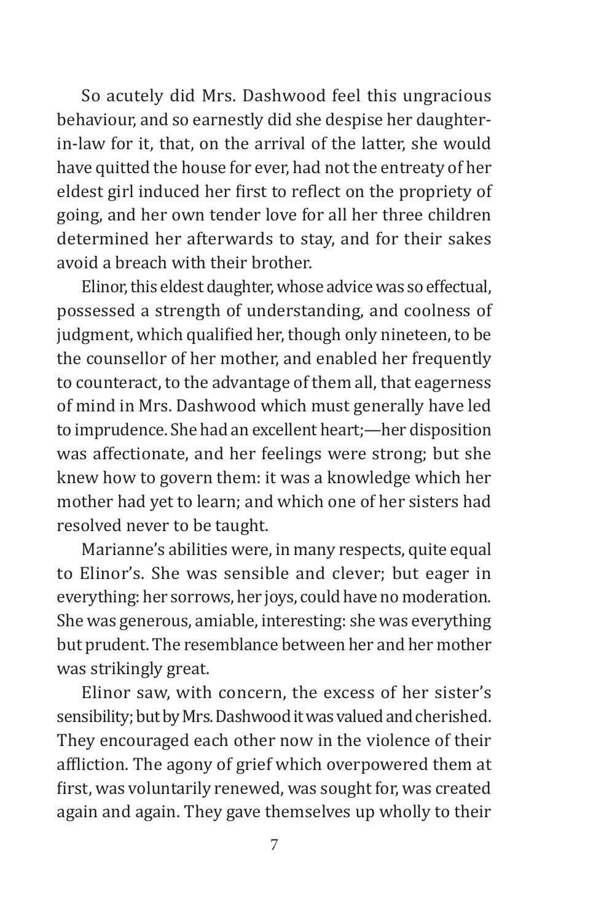So acutely did Mrs. Dashwood feel this ungracious behaviour, and so earnestly did she despise her daughter-in-law for it, that, on the arrival of the latter, she would have quitted the house for ever, had not the entreaty of her eldest girl induced her first to reflect on the propriety of going, and her own tender love for all her three children determined her afterwards to stay, and for their sakes avoid a breach with their brother.

Elinor, this eldest daughter, whose advice was so effectual, possessed a strength of understanding, and coolness of judgment, which qualified her, though only nineteen, to be the counsellor of her mother, and enabled her frequently to counteract, to the advantage of them all, that eagerness of mind in Mrs. Dashwood which must generally have led to imprudence. She had an excellent heart;—her disposition was affectionate, and her feelings were strong; but she knew how to govern them: it was a knowledge which her mother had yet to learn; and which one of her sisters had resolved never to be taught.

Marianne's abilities were, in many respects, quite equal to Elinor's. She was sensible and clever; but eager in everything: her sorrows, her joys, could have no moderation. She was generous, amiable, interesting: she was everything but prudent. The resemblance between her and her mother was strikingly great.

Elinor saw, with concern, the excess of her sister's sensibility; but by Mrs. Dashwood it was valued and cherished. They encouraged each other now in the violence of their affliction. The agony of grief which overpowered them at first, was voluntarily renewed, was sought for, was created again and again. They gave themselves up wholly to their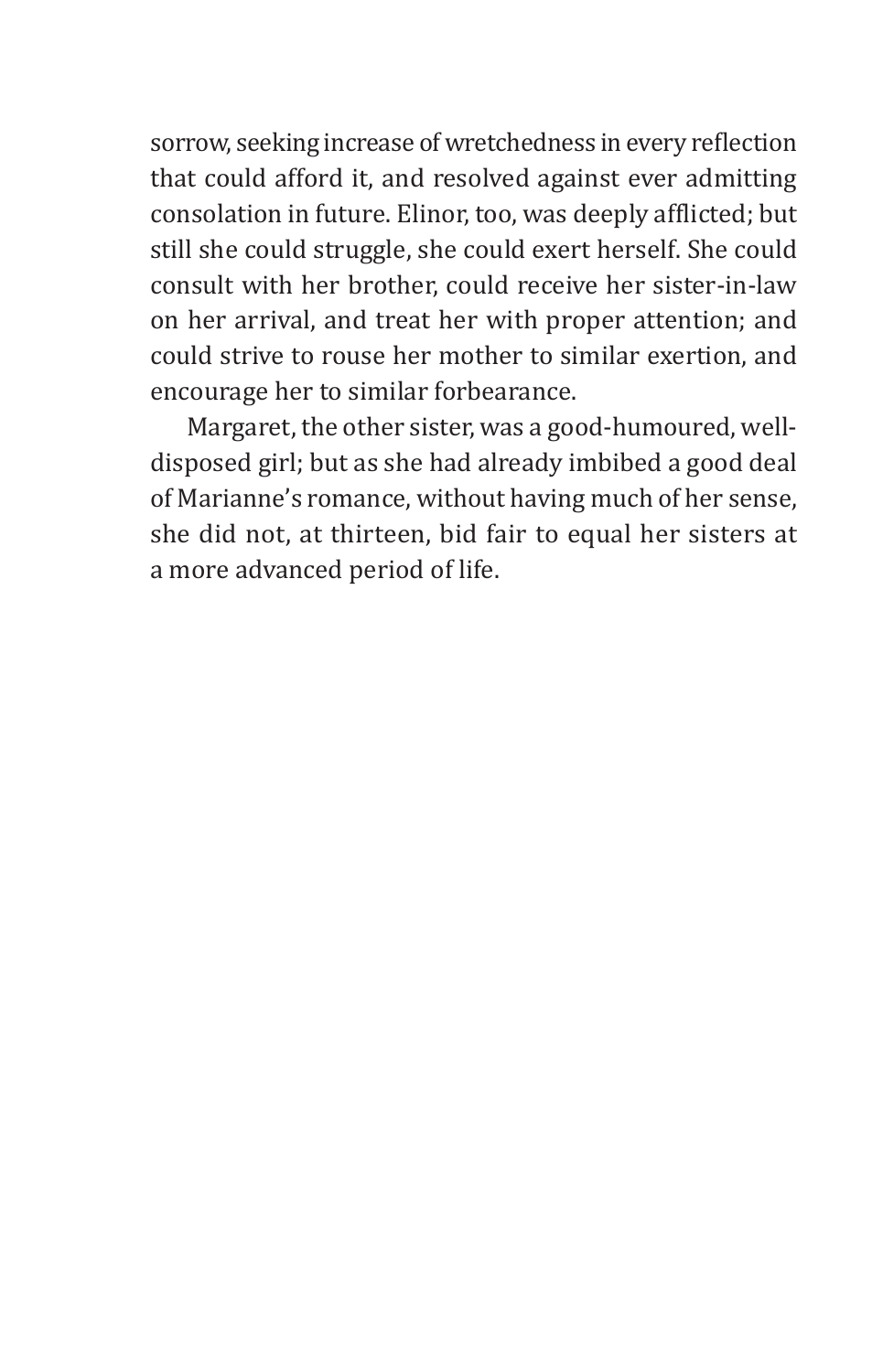sorrow, seeking increase of wretchedness in every reflection that could afford it, and resolved against ever admitting consolation in future. Elinor, too, was deeply afflicted; but still she could struggle, she could exert herself. She could consult with her brother, could receive her sister-in-law on her arrival, and treat her with proper attention; and could strive to rouse her mother to similar exertion, and encourage her to similar forbearance.

Margaret, the other sister, was a good-humoured, well-disposed girl; but as she had already imbibed a good deal of Marianne's romance, without having much of her sense, she did not, at thirteen, bid fair to equal her sisters at a more advanced period of life.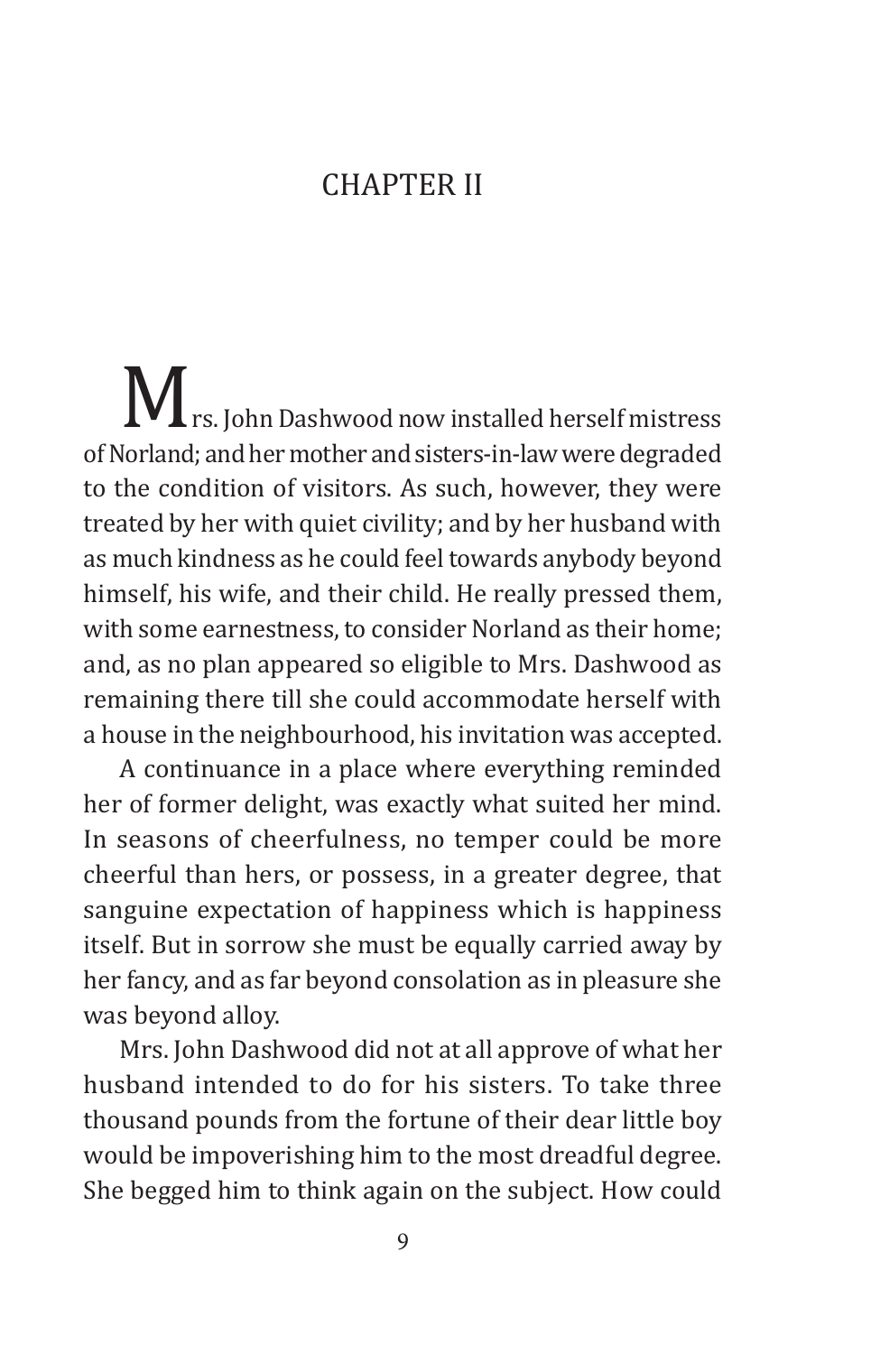## CHAPTER II

Mrs. John Dashwood now installed herself mistress of Norland; and her mother and sisters-in-law were degraded to the condition of visitors. As such, however, they were treated by her with quiet civility; and by her husband with as much kindness as he could feel towards anybody beyond himself, his wife, and their child. He really pressed them, with some earnestness, to consider Norland as their home; and, as no plan appeared so eligible to Mrs. Dashwood as remaining there till she could accommodate herself with a house in the neighbourhood, his invitation was accepted.

A continuance in a place where everything reminded her of former delight, was exactly what suited her mind. In seasons of cheerfulness, no temper could be more cheerful than hers, or possess, in a greater degree, that sanguine expectation of happiness which is happiness itself. But in sorrow she must be equally carried away by her fancy, and as far beyond consolation as in pleasure she was beyond alloy.

Mrs. John Dashwood did not at all approve of what her husband intended to do for his sisters. To take three thousand pounds from the fortune of their dear little boy would be impoverishing him to the most dreadful degree. She begged him to think again on the subject. How could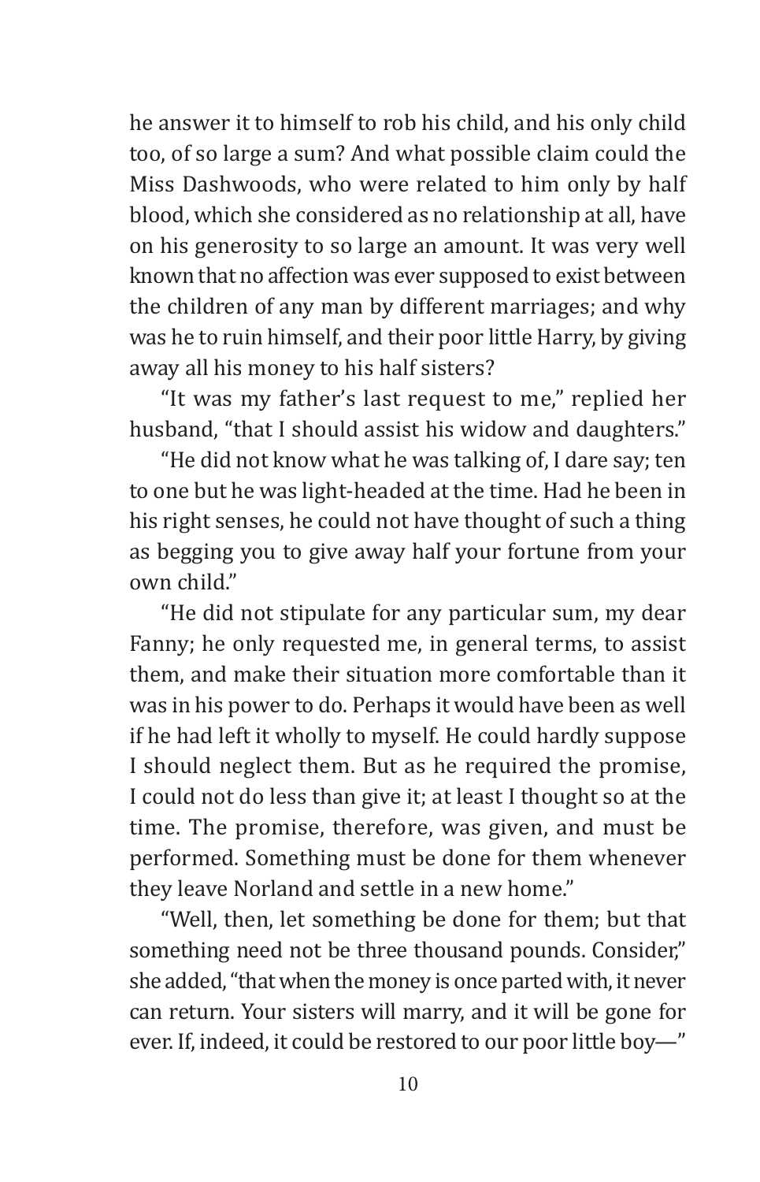he answer it to himself to rob his child, and his only child too, of so large a sum? And what possible claim could the Miss Dashwoods, who were related to him only by half blood, which she considered as no relationship at all, have on his generosity to so large an amount. It was very well known that no affection was ever supposed to exist between the children of any man by different marriages; and why was he to ruin himself, and their poor little Harry, by giving away all his money to his half sisters?

“It was my father’s last request to me,” replied her husband, “that I should assist his widow and daughters.”

“He did not know what he was talking of, I dare say; ten to one but he was light-headed at the time. Had he been in his right senses, he could not have thought of such a thing as begging you to give away half your fortune from your own child.”

“He did not stipulate for any particular sum, my dear Fanny; he only requested me, in general terms, to assist them, and make their situation more comfortable than it was in his power to do. Perhaps it would have been as well if he had left it wholly to myself. He could hardly suppose I should neglect them. But as he required the promise, I could not do less than give it; at least I thought so at the time. The promise, therefore, was given, and must be performed. Something must be done for them whenever they leave Norland and settle in a new home.”

“Well, then, let something be done for them; but that something need not be three thousand pounds. Consider,” she added, “that when the money is once parted with, it never can return. Your sisters will marry, and it will be gone for ever. If, indeed, it could be restored to our poor little boy—”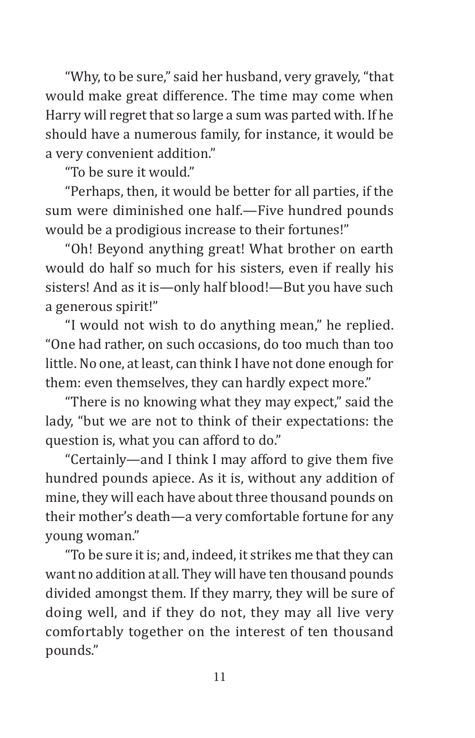"Why, to be sure," said her husband, very gravely, "that would make great difference. The time may come when Harry will regret that so large a sum was parted with. If he should have a numerous family, for instance, it would be a very convenient addition."

"To be sure it would."

"Perhaps, then, it would be better for all parties, if the sum were diminished one half.—Five hundred pounds would be a prodigious increase to their fortunes!"

"Oh! Beyond anything great! What brother on earth would do half so much for his sisters, even if really his sisters! And as it is—only half blood!—But you have such a generous spirit!"

"I would not wish to do anything mean," he replied. "One had rather, on such occasions, do too much than too little. No one, at least, can think I have not done enough for them: even themselves, they can hardly expect more."

"There is no knowing what they may expect," said the lady, "but we are not to think of their expectations: the question is, what you can afford to do."

"Certainly—and I think I may afford to give them five hundred pounds apiece. As it is, without any addition of mine, they will each have about three thousand pounds on their mother's death—a very comfortable fortune for any young woman."

"To be sure it is; and, indeed, it strikes me that they can want no addition at all. They will have ten thousand pounds divided amongst them. If they marry, they will be sure of doing well, and if they do not, they may all live very comfortably together on the interest of ten thousand pounds."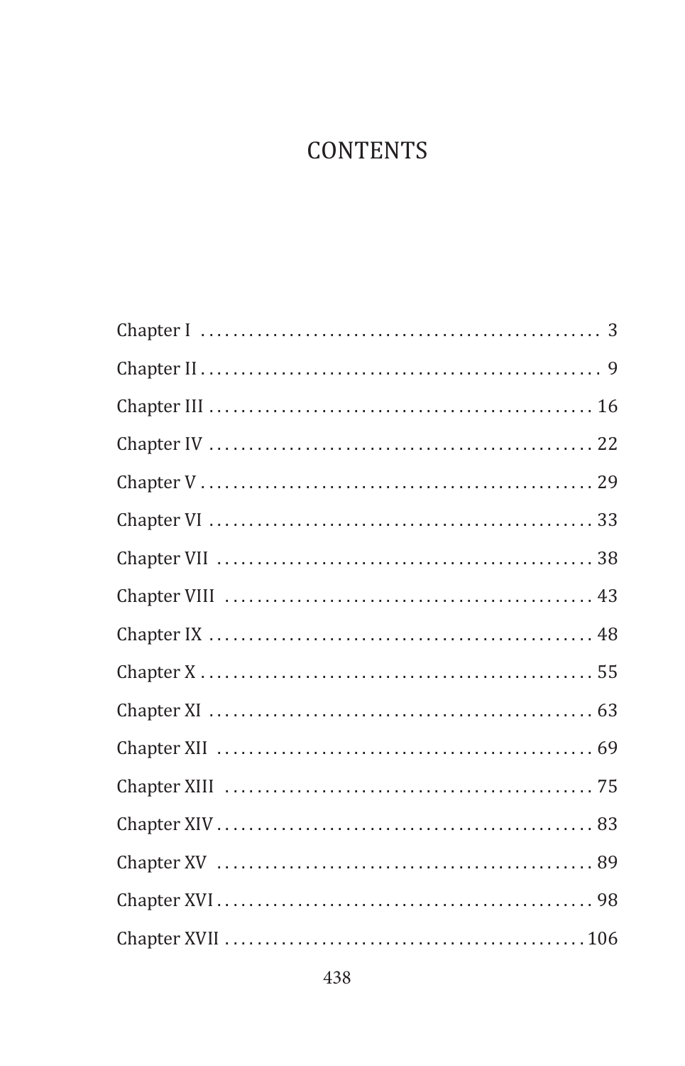# CONTENTS

Chapter I . . . . . . . . . . . . . . . . . . . . . . . . . . . . . . . . . . . . . . . . . . . . . . . . 3

Chapter II . . . . . . . . . . . . . . . . . . . . . . . . . . . . . . . . . . . . . . . . . . . . . . . . 9

Chapter III . . . . . . . . . . . . . . . . . . . . . . . . . . . . . . . . . . . . . . . . . . . . . . 16

Chapter IV . . . . . . . . . . . . . . . . . . . . . . . . . . . . . . . . . . . . . . . . . . . . . . 22

Chapter V . . . . . . . . . . . . . . . . . . . . . . . . . . . . . . . . . . . . . . . . . . . . . . . 29

Chapter VI . . . . . . . . . . . . . . . . . . . . . . . . . . . . . . . . . . . . . . . . . . . . . . 33

Chapter VII . . . . . . . . . . . . . . . . . . . . . . . . . . . . . . . . . . . . . . . . . . . . . 38

Chapter VIII . . . . . . . . . . . . . . . . . . . . . . . . . . . . . . . . . . . . . . . . . . . . 43

Chapter IX . . . . . . . . . . . . . . . . . . . . . . . . . . . . . . . . . . . . . . . . . . . . . . 48

Chapter X . . . . . . . . . . . . . . . . . . . . . . . . . . . . . . . . . . . . . . . . . . . . . . . 55

Chapter XI . . . . . . . . . . . . . . . . . . . . . . . . . . . . . . . . . . . . . . . . . . . . . . 63

Chapter XII . . . . . . . . . . . . . . . . . . . . . . . . . . . . . . . . . . . . . . . . . . . . . 69

Chapter XIII . . . . . . . . . . . . . . . . . . . . . . . . . . . . . . . . . . . . . . . . . . . . 75

Chapter XIV . . . . . . . . . . . . . . . . . . . . . . . . . . . . . . . . . . . . . . . . . . . . 83

Chapter XV . . . . . . . . . . . . . . . . . . . . . . . . . . . . . . . . . . . . . . . . . . . . . 89

Chapter XVI . . . . . . . . . . . . . . . . . . . . . . . . . . . . . . . . . . . . . . . . . . . . 98

Chapter XVII . . . . . . . . . . . . . . . . . . . . . . . . . . . . . . . . . . . . . . . . . . . 106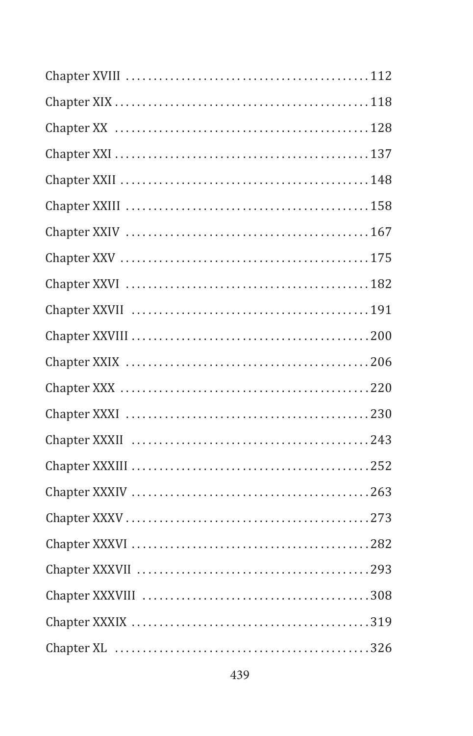Chapter XVIII ........................................... 112

Chapter XIX ............................................. 118

Chapter XX .............................................. 128

Chapter XXI ............................................. 137

Chapter XXII ............................................ 148

Chapter XXIII ........................................... 158

Chapter XXIV ............................................ 167

Chapter XXV ............................................. 175

Chapter XXVI ............................................ 182

Chapter XXVII ........................................... 191

Chapter XXVIII .......................................... 200

Chapter XXIX ............................................ 206

Chapter XXX ............................................. 220

Chapter XXXI ............................................ 230

Chapter XXXII ........................................... 243

Chapter XXXIII .......................................... 252

Chapter XXXIV ........................................... 263

Chapter XXXV ............................................ 273

Chapter XXXVI ........................................... 282

Chapter XXXVII .......................................... 293

Chapter XXXVIII ......................................... 308

Chapter XXXIX ........................................... 319

Chapter XL .............................................. 326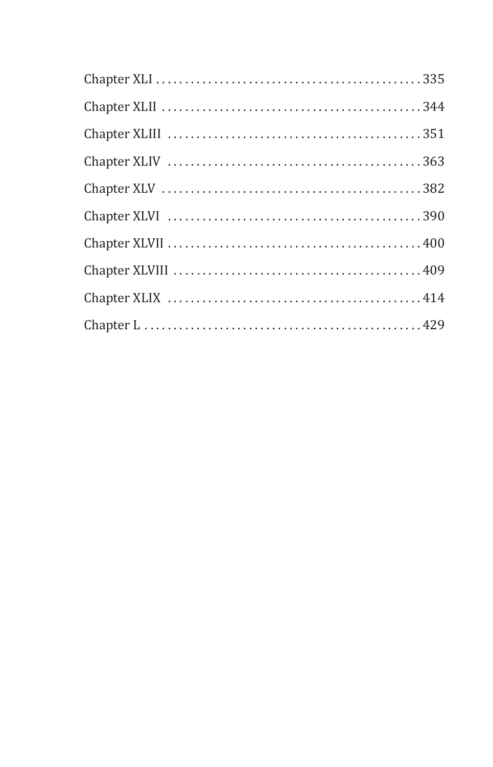Chapter XLI . . . . . . . . . . . . . . . . . . . . . . . . . . . . . . . . . . . . . . . . . . . . 335

Chapter XLII . . . . . . . . . . . . . . . . . . . . . . . . . . . . . . . . . . . . . . . . . . . 344

Chapter XLIII . . . . . . . . . . . . . . . . . . . . . . . . . . . . . . . . . . . . . . . . . . 351

Chapter XLIV . . . . . . . . . . . . . . . . . . . . . . . . . . . . . . . . . . . . . . . . . . 363

Chapter XLV . . . . . . . . . . . . . . . . . . . . . . . . . . . . . . . . . . . . . . . . . . . 382

Chapter XLVI . . . . . . . . . . . . . . . . . . . . . . . . . . . . . . . . . . . . . . . . . . 390

Chapter XLVII . . . . . . . . . . . . . . . . . . . . . . . . . . . . . . . . . . . . . . . . . . 400

Chapter XLVIII . . . . . . . . . . . . . . . . . . . . . . . . . . . . . . . . . . . . . . . . . 409

Chapter XLIX . . . . . . . . . . . . . . . . . . . . . . . . . . . . . . . . . . . . . . . . . . 414

Chapter L . . . . . . . . . . . . . . . . . . . . . . . . . . . . . . . . . . . . . . . . . . . . . . 429